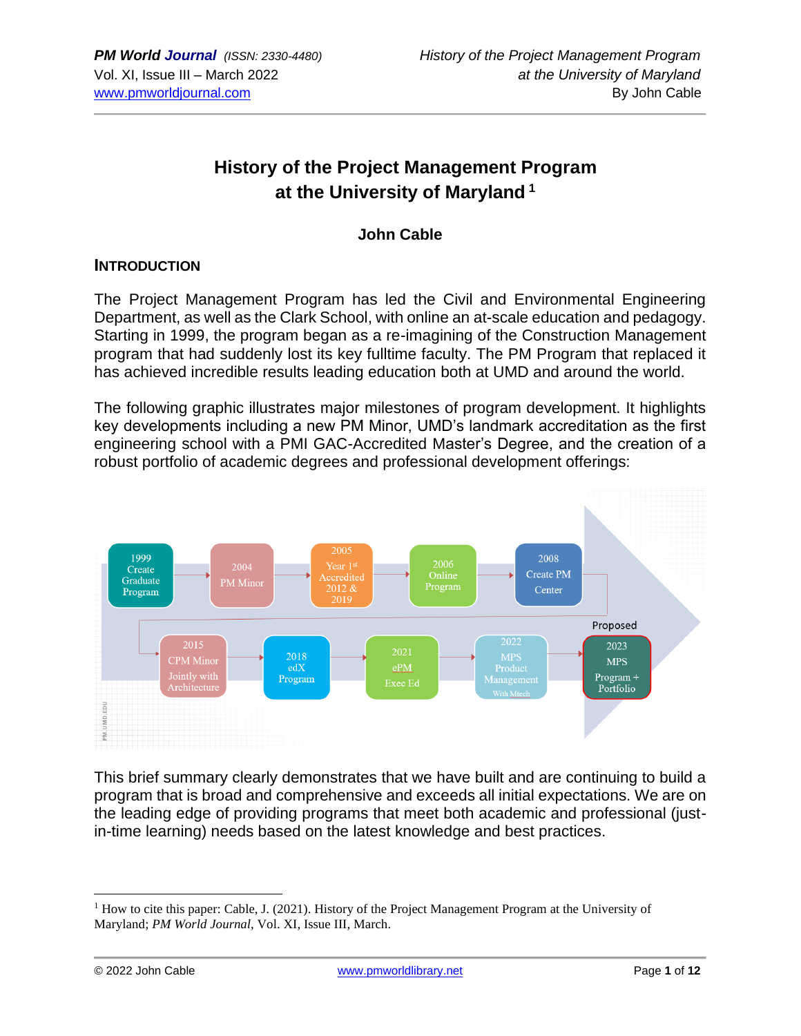# History of the Project Management Program at the University of Maryland [1]

**John Cable**

## INTRODUCTION

The Project Management Program has led the Civil and Environmental Engineering Department, as well as the Clark School, with online an at-scale education and pedagogy. Starting in 1999, the program began as a re-imagining of the Construction Management program that had suddenly lost its key fulltime faculty. The PM Program that replaced it has achieved incredible results leading education both at UMD and around the world.

The following graphic illustrates major milestones of program development. It highlights key developments including a new PM Minor, UMD's landmark accreditation as the first engineering school with a PMI GAC-Accredited Master's Degree, and the creation of a robust portfolio of academic degrees and professional development offerings:

1999 Create Graduate Program → 2004 PM Minor → 2005 Year 1st Accredited 2012 & 2019 → 2006 Online Program → 2008 Create PM Center → 2015 CPM Minor Jointly with Architecture → 2018 edX Program → 2021 ePM Exec Ed → 2022 MPS Product Management With Mtech → Proposed: 2023 MPS Program + Portfolio

PM.UMD.EDU

This brief summary clearly demonstrates that we have built and are continuing to build a program that is broad and comprehensive and exceeds all initial expectations. We are on the leading edge of providing programs that meet both academic and professional (just-in-time learning) needs based on the latest knowledge and best practices.

---

[1] How to cite this paper: Cable, J. (2021). History of the Project Management Program at the University of Maryland; *PM World Journal*, Vol. XI, Issue III, March.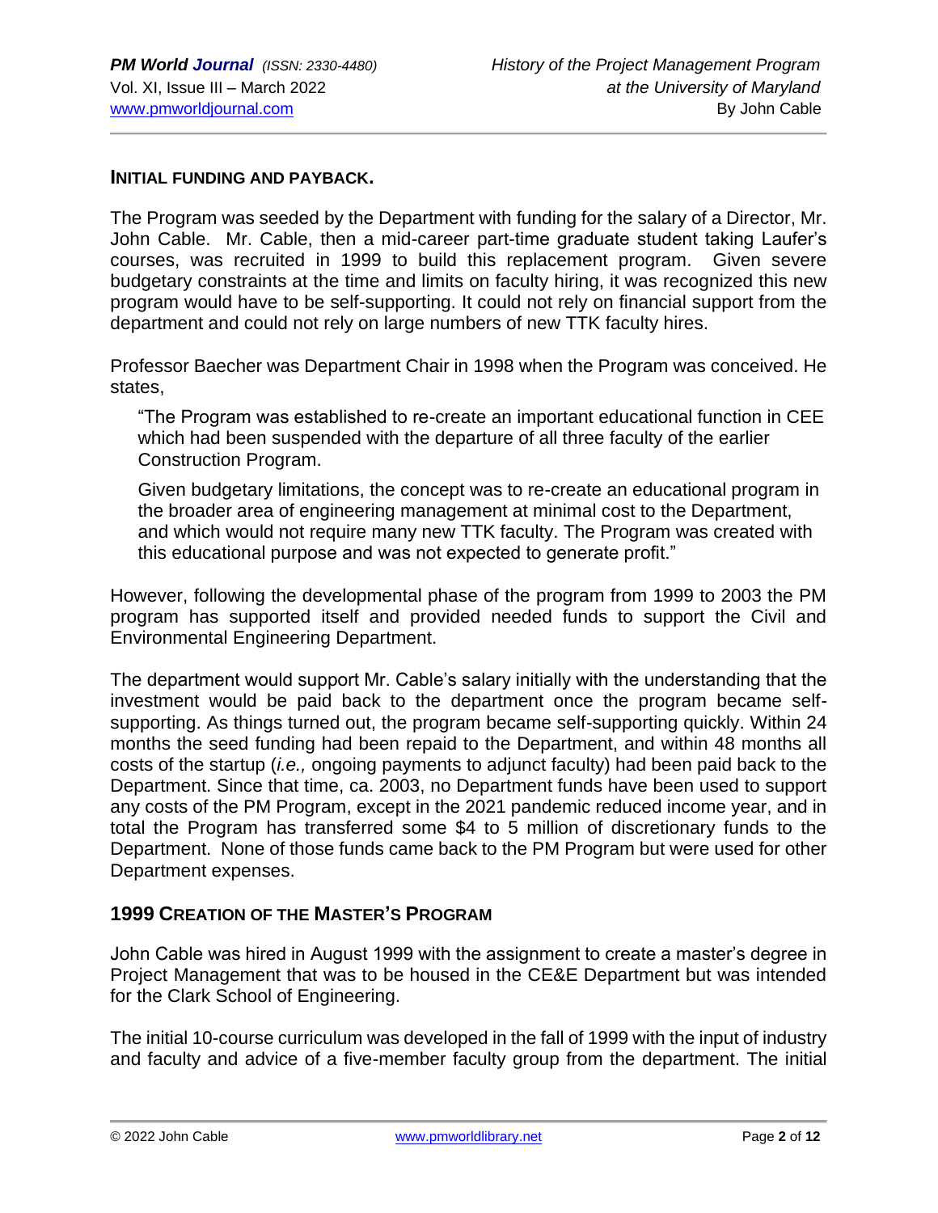### INITIAL FUNDING AND PAYBACK.

The Program was seeded by the Department with funding for the salary of a Director, Mr. John Cable. Mr. Cable, then a mid-career part-time graduate student taking Laufer's courses, was recruited in 1999 to build this replacement program. Given severe budgetary constraints at the time and limits on faculty hiring, it was recognized this new program would have to be self-supporting. It could not rely on financial support from the department and could not rely on large numbers of new TTK faculty hires.

Professor Baecher was Department Chair in 1998 when the Program was conceived. He states,

> "The Program was established to re-create an important educational function in CEE which had been suspended with the departure of all three faculty of the earlier Construction Program.
>
> Given budgetary limitations, the concept was to re-create an educational program in the broader area of engineering management at minimal cost to the Department, and which would not require many new TTK faculty. The Program was created with this educational purpose and was not expected to generate profit."

However, following the developmental phase of the program from 1999 to 2003 the PM program has supported itself and provided needed funds to support the Civil and Environmental Engineering Department.

The department would support Mr. Cable's salary initially with the understanding that the investment would be paid back to the department once the program became self-supporting. As things turned out, the program became self-supporting quickly. Within 24 months the seed funding had been repaid to the Department, and within 48 months all costs of the startup (*i.e.,* ongoing payments to adjunct faculty) had been paid back to the Department. Since that time, ca. 2003, no Department funds have been used to support any costs of the PM Program, except in the 2021 pandemic reduced income year, and in total the Program has transferred some $4 to 5 million of discretionary funds to the Department. None of those funds came back to the PM Program but were used for other Department expenses.

### 1999 CREATION OF THE MASTER'S PROGRAM

John Cable was hired in August 1999 with the assignment to create a master's degree in Project Management that was to be housed in the CE&E Department but was intended for the Clark School of Engineering.

The initial 10-course curriculum was developed in the fall of 1999 with the input of industry and faculty and advice of a five-member faculty group from the department. The initial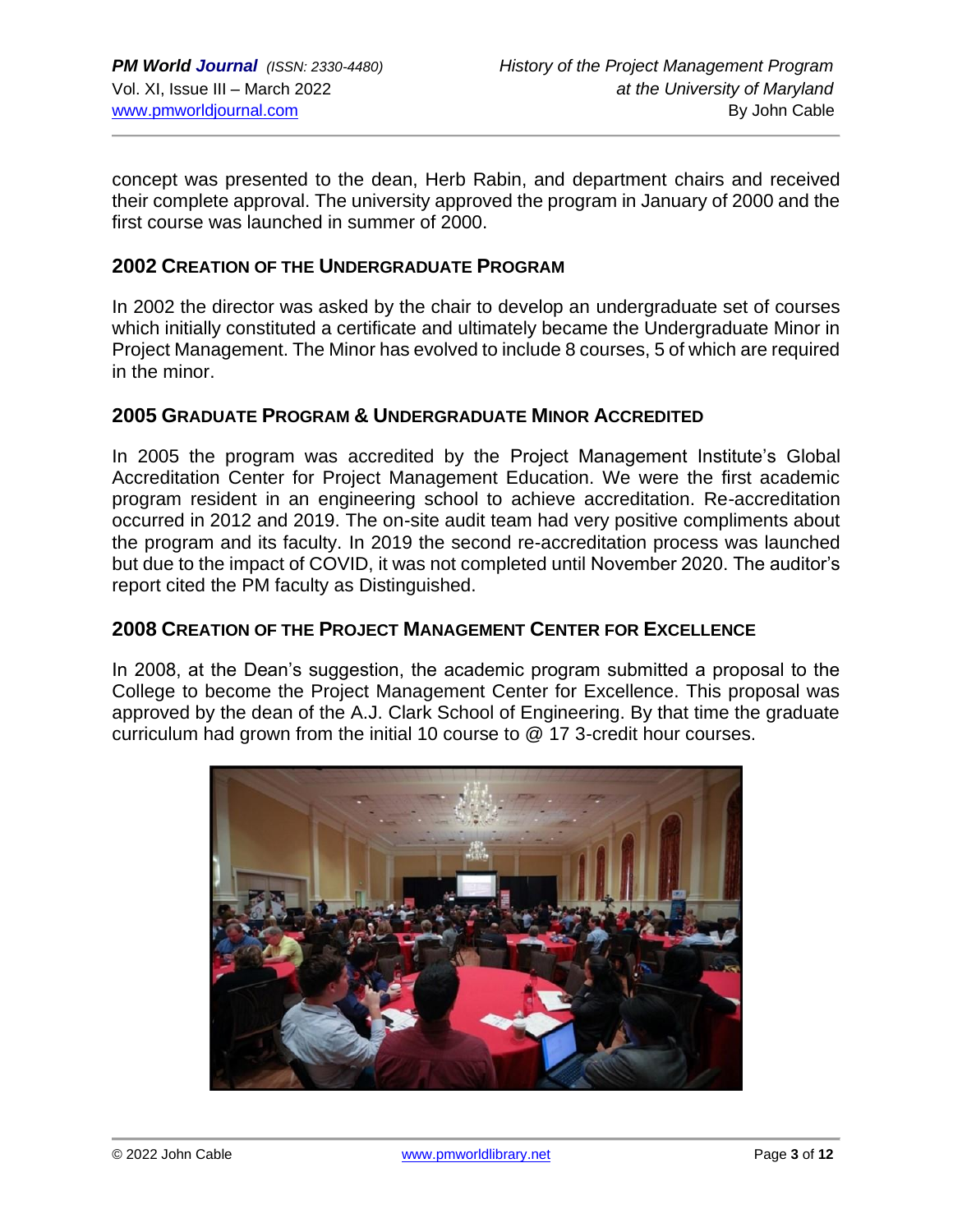concept was presented to the dean, Herb Rabin, and department chairs and received their complete approval. The university approved the program in January of 2000 and the first course was launched in summer of 2000.

## 2002 Creation of the Undergraduate Program

In 2002 the director was asked by the chair to develop an undergraduate set of courses which initially constituted a certificate and ultimately became the Undergraduate Minor in Project Management. The Minor has evolved to include 8 courses, 5 of which are required in the minor.

## 2005 Graduate Program & Undergraduate Minor Accredited

In 2005 the program was accredited by the Project Management Institute's Global Accreditation Center for Project Management Education. We were the first academic program resident in an engineering school to achieve accreditation. Re-accreditation occurred in 2012 and 2019. The on-site audit team had very positive compliments about the program and its faculty. In 2019 the second re-accreditation process was launched but due to the impact of COVID, it was not completed until November 2020. The auditor's report cited the PM faculty as Distinguished.

## 2008 Creation of the Project Management Center for Excellence

In 2008, at the Dean's suggestion, the academic program submitted a proposal to the College to become the Project Management Center for Excellence. This proposal was approved by the dean of the A.J. Clark School of Engineering. By that time the graduate curriculum had grown from the initial 10 course to @ 17 3-credit hour courses.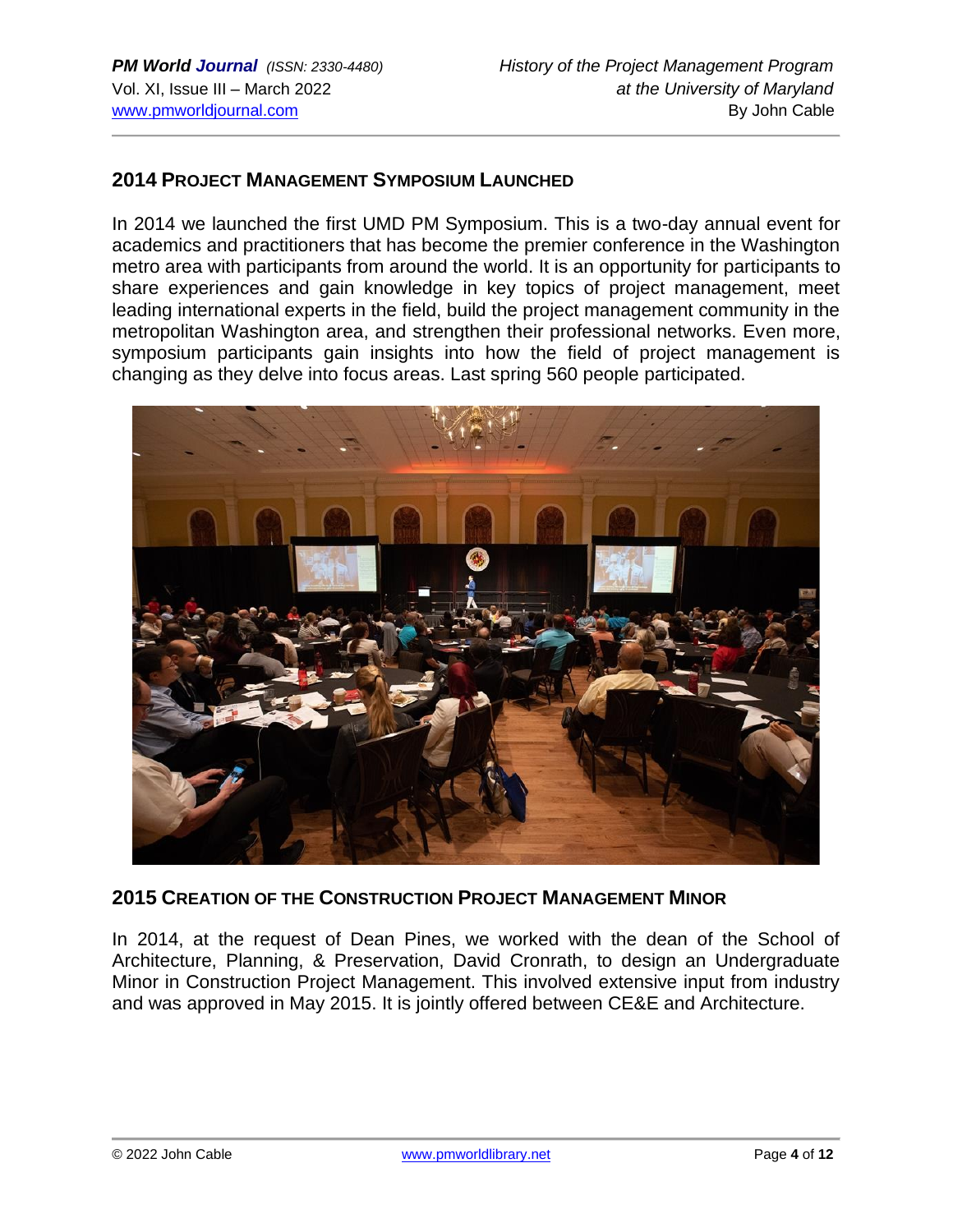## 2014 Project Management Symposium Launched

In 2014 we launched the first UMD PM Symposium. This is a two-day annual event for academics and practitioners that has become the premier conference in the Washington metro area with participants from around the world. It is an opportunity for participants to share experiences and gain knowledge in key topics of project management, meet leading international experts in the field, build the project management community in the metropolitan Washington area, and strengthen their professional networks. Even more, symposium participants gain insights into how the field of project management is changing as they delve into focus areas. Last spring 560 people participated.

## 2015 Creation of the Construction Project Management Minor

In 2014, at the request of Dean Pines, we worked with the dean of the School of Architecture, Planning, & Preservation, David Cronrath, to design an Undergraduate Minor in Construction Project Management. This involved extensive input from industry and was approved in May 2015. It is jointly offered between CE&E and Architecture.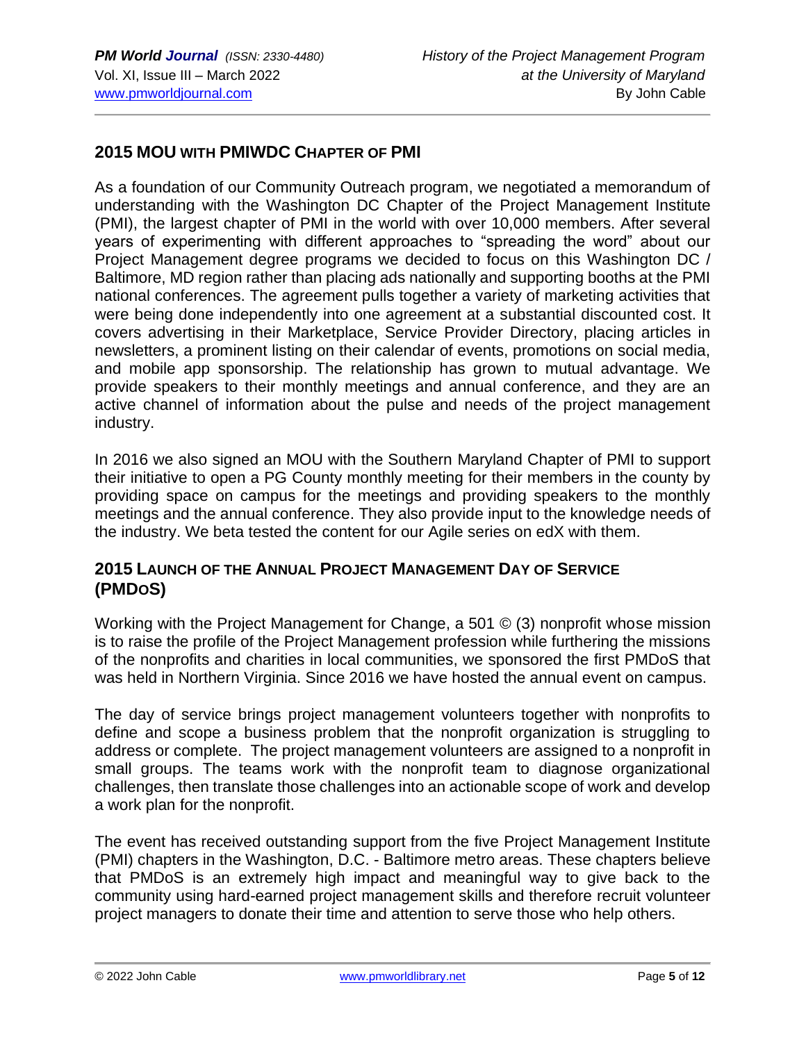## 2015 MOU with PMIWDC Chapter of PMI

As a foundation of our Community Outreach program, we negotiated a memorandum of understanding with the Washington DC Chapter of the Project Management Institute (PMI), the largest chapter of PMI in the world with over 10,000 members. After several years of experimenting with different approaches to "spreading the word" about our Project Management degree programs we decided to focus on this Washington DC / Baltimore, MD region rather than placing ads nationally and supporting booths at the PMI national conferences. The agreement pulls together a variety of marketing activities that were being done independently into one agreement at a substantial discounted cost. It covers advertising in their Marketplace, Service Provider Directory, placing articles in newsletters, a prominent listing on their calendar of events, promotions on social media, and mobile app sponsorship. The relationship has grown to mutual advantage. We provide speakers to their monthly meetings and annual conference, and they are an active channel of information about the pulse and needs of the project management industry.

In 2016 we also signed an MOU with the Southern Maryland Chapter of PMI to support their initiative to open a PG County monthly meeting for their members in the county by providing space on campus for the meetings and providing speakers to the monthly meetings and the annual conference. They also provide input to the knowledge needs of the industry. We beta tested the content for our Agile series on edX with them.

## 2015 Launch of the Annual Project Management Day of Service (PMDoS)

Working with the Project Management for Change, a 501 © (3) nonprofit whose mission is to raise the profile of the Project Management profession while furthering the missions of the nonprofits and charities in local communities, we sponsored the first PMDoS that was held in Northern Virginia. Since 2016 we have hosted the annual event on campus.

The day of service brings project management volunteers together with nonprofits to define and scope a business problem that the nonprofit organization is struggling to address or complete. The project management volunteers are assigned to a nonprofit in small groups. The teams work with the nonprofit team to diagnose organizational challenges, then translate those challenges into an actionable scope of work and develop a work plan for the nonprofit.

The event has received outstanding support from the five Project Management Institute (PMI) chapters in the Washington, D.C. - Baltimore metro areas. These chapters believe that PMDoS is an extremely high impact and meaningful way to give back to the community using hard-earned project management skills and therefore recruit volunteer project managers to donate their time and attention to serve those who help others.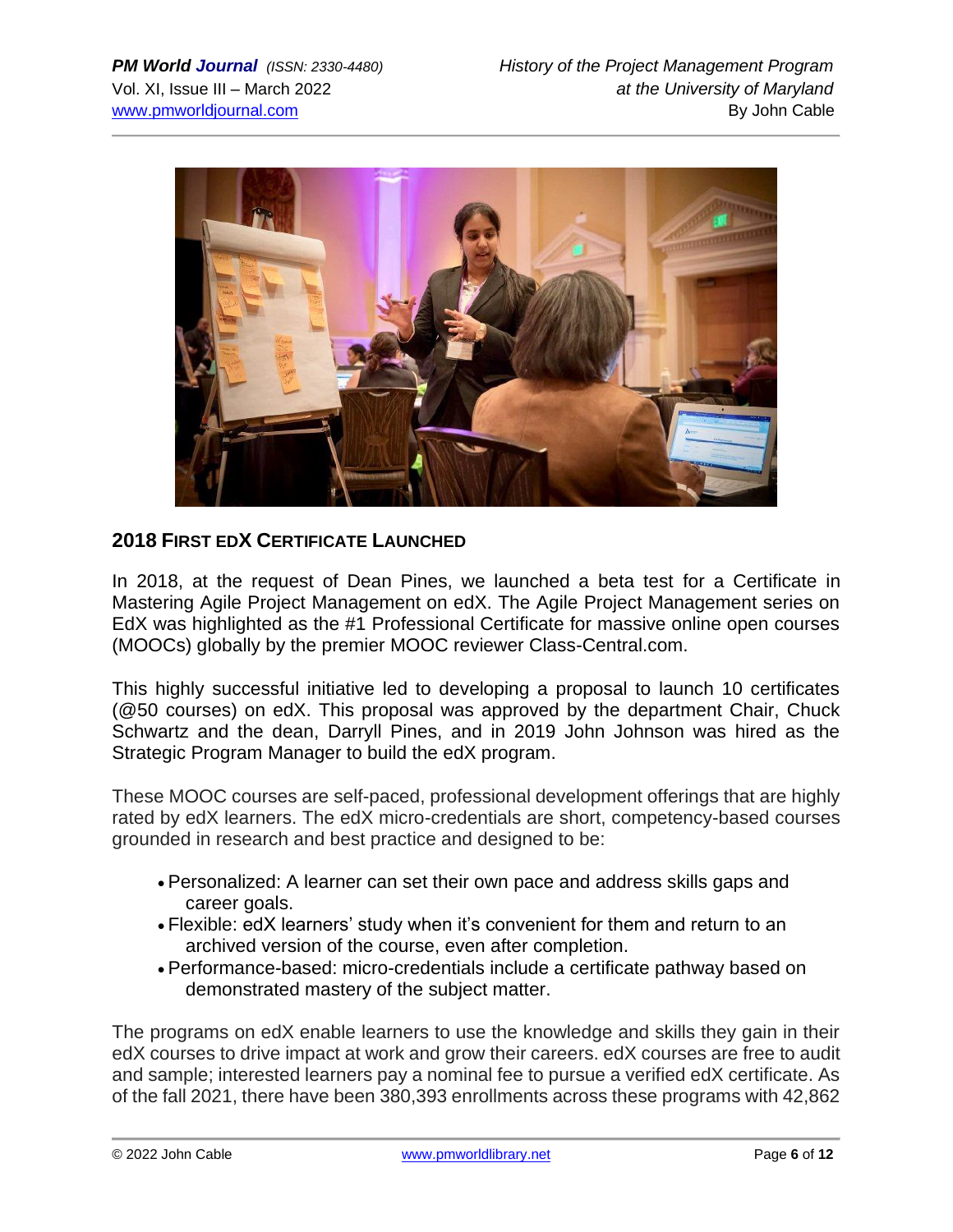## 2018 First edX Certificate Launched

In 2018, at the request of Dean Pines, we launched a beta test for a Certificate in Mastering Agile Project Management on edX. The Agile Project Management series on EdX was highlighted as the #1 Professional Certificate for massive online open courses (MOOCs) globally by the premier MOOC reviewer Class-Central.com.

This highly successful initiative led to developing a proposal to launch 10 certificates (@50 courses) on edX. This proposal was approved by the department Chair, Chuck Schwartz and the dean, Darryll Pines, and in 2019 John Johnson was hired as the Strategic Program Manager to build the edX program.

These MOOC courses are self-paced, professional development offerings that are highly rated by edX learners. The edX micro-credentials are short, competency-based courses grounded in research and best practice and designed to be:

- Personalized: A learner can set their own pace and address skills gaps and career goals.
- Flexible: edX learners' study when it's convenient for them and return to an archived version of the course, even after completion.
- Performance-based: micro-credentials include a certificate pathway based on demonstrated mastery of the subject matter.

The programs on edX enable learners to use the knowledge and skills they gain in their edX courses to drive impact at work and grow their careers. edX courses are free to audit and sample; interested learners pay a nominal fee to pursue a verified edX certificate. As of the fall 2021, there have been 380,393 enrollments across these programs with 42,862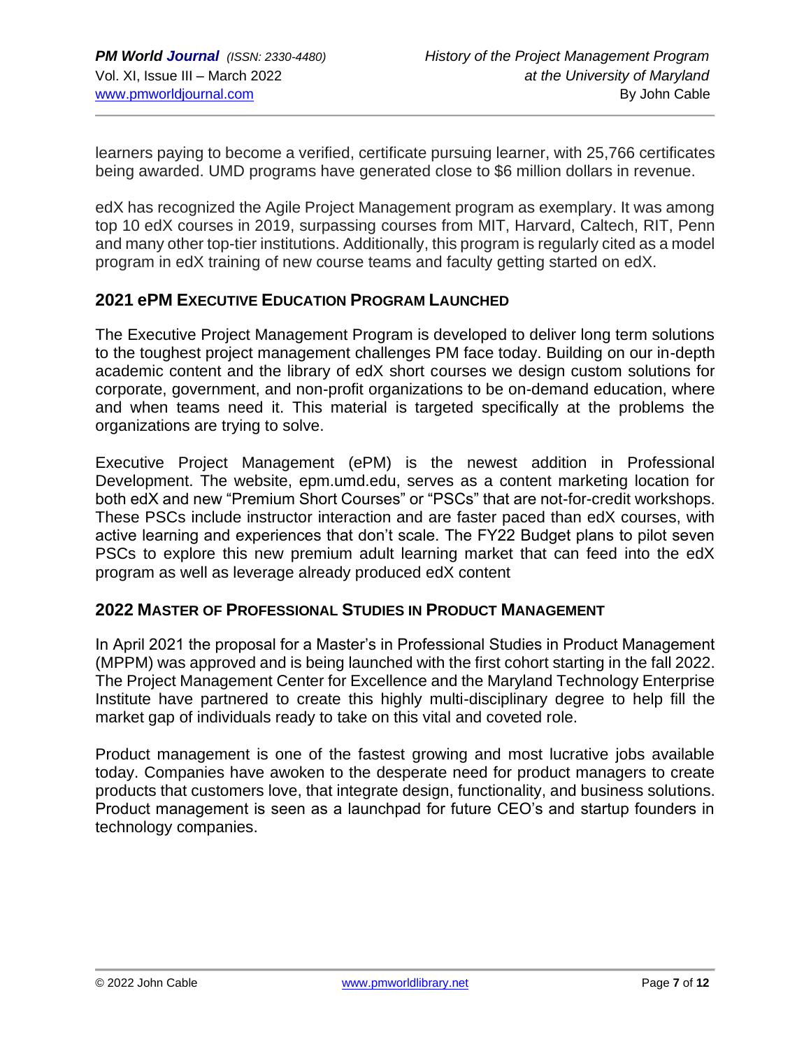learners paying to become a verified, certificate pursuing learner, with 25,766 certificates being awarded. UMD programs have generated close to $6 million dollars in revenue.

edX has recognized the Agile Project Management program as exemplary. It was among top 10 edX courses in 2019, surpassing courses from MIT, Harvard, Caltech, RIT, Penn and many other top-tier institutions. Additionally, this program is regularly cited as a model program in edX training of new course teams and faculty getting started on edX.

## 2021 ePM Executive Education Program Launched

The Executive Project Management Program is developed to deliver long term solutions to the toughest project management challenges PM face today. Building on our in-depth academic content and the library of edX short courses we design custom solutions for corporate, government, and non-profit organizations to be on-demand education, where and when teams need it. This material is targeted specifically at the problems the organizations are trying to solve.

Executive Project Management (ePM) is the newest addition in Professional Development. The website, epm.umd.edu, serves as a content marketing location for both edX and new "Premium Short Courses" or "PSCs" that are not-for-credit workshops. These PSCs include instructor interaction and are faster paced than edX courses, with active learning and experiences that don't scale. The FY22 Budget plans to pilot seven PSCs to explore this new premium adult learning market that can feed into the edX program as well as leverage already produced edX content

## 2022 Master of Professional Studies in Product Management

In April 2021 the proposal for a Master's in Professional Studies in Product Management (MPPM) was approved and is being launched with the first cohort starting in the fall 2022. The Project Management Center for Excellence and the Maryland Technology Enterprise Institute have partnered to create this highly multi-disciplinary degree to help fill the market gap of individuals ready to take on this vital and coveted role.

Product management is one of the fastest growing and most lucrative jobs available today. Companies have awoken to the desperate need for product managers to create products that customers love, that integrate design, functionality, and business solutions. Product management is seen as a launchpad for future CEO's and startup founders in technology companies.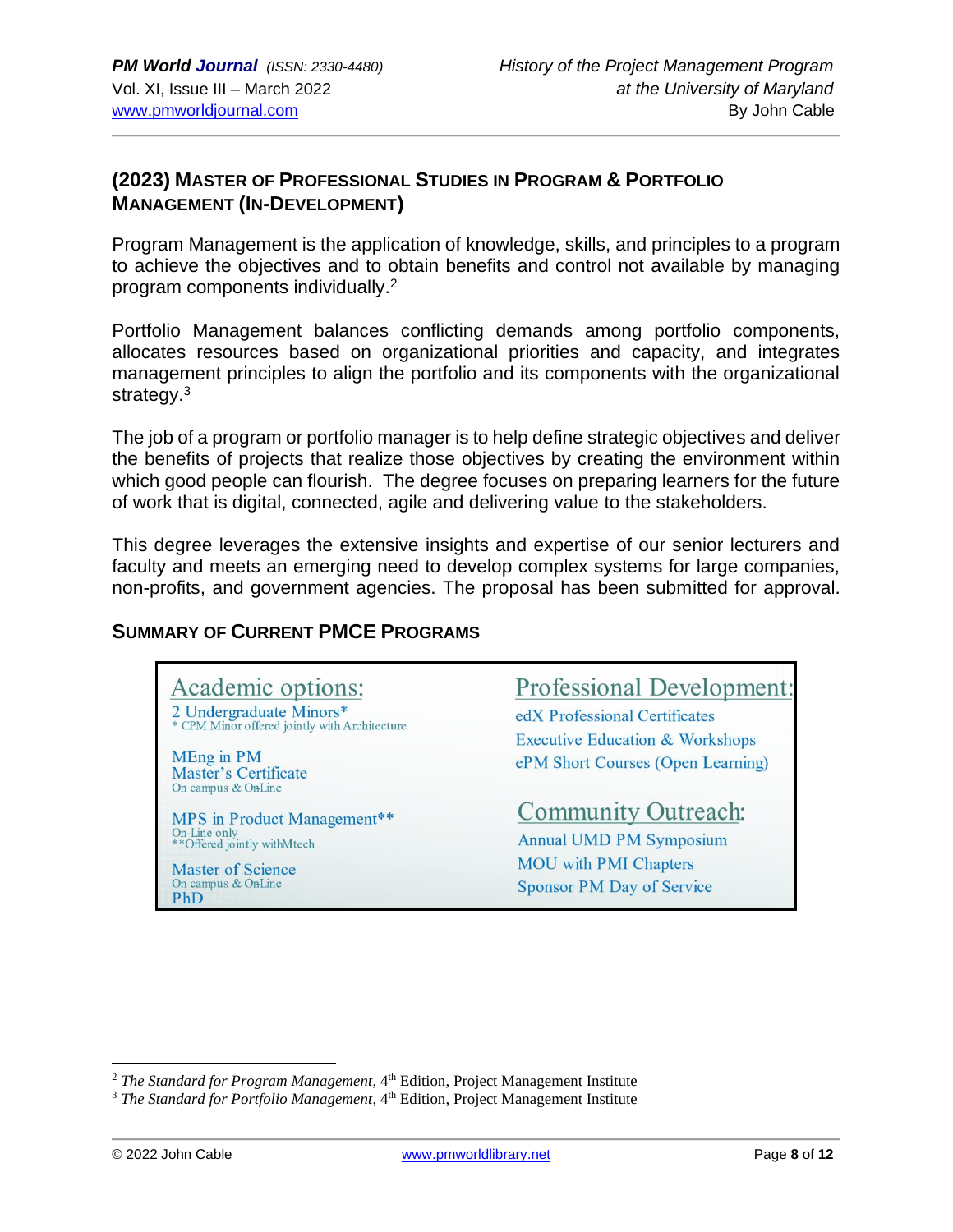## (2023) Master of Professional Studies in Program & Portfolio Management (In-Development)

Program Management is the application of knowledge, skills, and principles to a program to achieve the objectives and to obtain benefits and control not available by managing program components individually.[2]

Portfolio Management balances conflicting demands among portfolio components, allocates resources based on organizational priorities and capacity, and integrates management principles to align the portfolio and its components with the organizational strategy.[3]

The job of a program or portfolio manager is to help define strategic objectives and deliver the benefits of projects that realize those objectives by creating the environment within which good people can flourish. The degree focuses on preparing learners for the future of work that is digital, connected, agile and delivering value to the stakeholders.

This degree leverages the extensive insights and expertise of our senior lecturers and faculty and meets an emerging need to develop complex systems for large companies, non-profits, and government agencies. The proposal has been submitted for approval.

## Summary of Current PMCE Programs

**Academic options:**

2 Undergraduate Minors*
* CPM Minor offered jointly with Architecture

MEng in PM
Master's Certificate
On campus & OnLine

MPS in Product Management**
On-Line only
**Offered jointly withMtech

Master of Science
On campus & OnLine
PhD

**Professional Development:**

edX Professional Certificates
Executive Education & Workshops
ePM Short Courses (Open Learning)

**Community Outreach:**

Annual UMD PM Symposium
MOU with PMI Chapters
Sponsor PM Day of Service

---

[2] *The Standard for Program Management*, 4th Edition, Project Management Institute

[3] *The Standard for Portfolio Management*, 4th Edition, Project Management Institute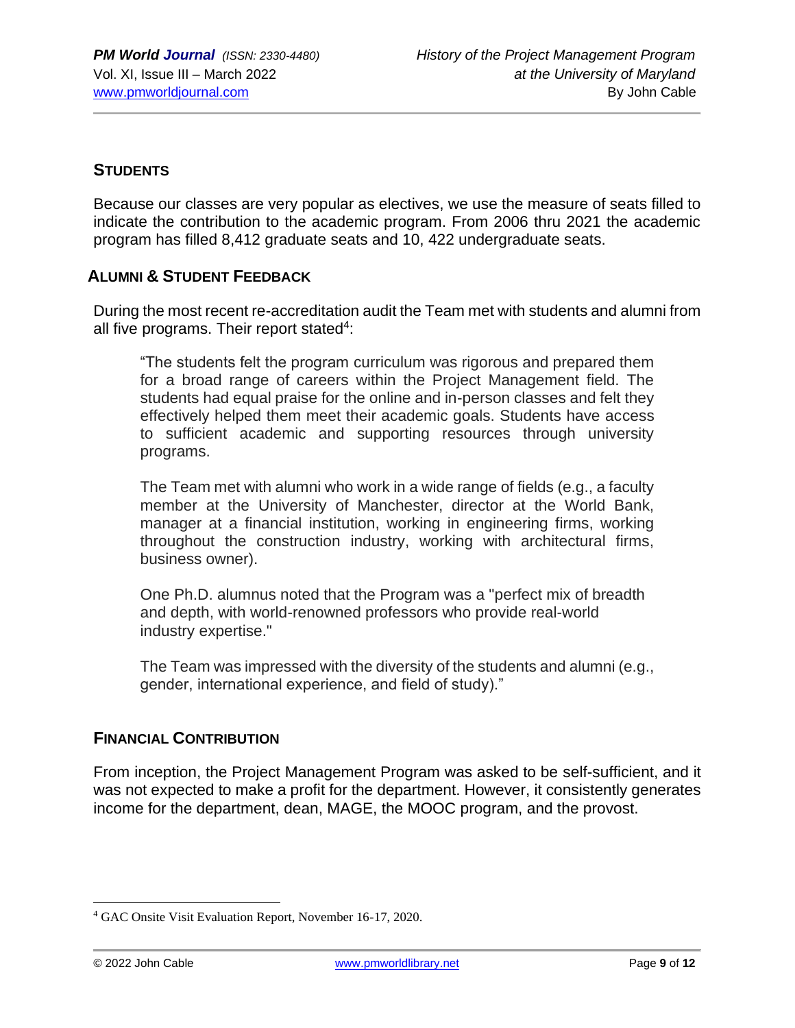## STUDENTS

Because our classes are very popular as electives, we use the measure of seats filled to indicate the contribution to the academic program. From 2006 thru 2021 the academic program has filled 8,412 graduate seats and 10, 422 undergraduate seats.

## ALUMNI & STUDENT FEEDBACK

During the most recent re-accreditation audit the Team met with students and alumni from all five programs. Their report stated[4]:

> "The students felt the program curriculum was rigorous and prepared them for a broad range of careers within the Project Management field. The students had equal praise for the online and in-person classes and felt they effectively helped them meet their academic goals. Students have access to sufficient academic and supporting resources through university programs.
>
> The Team met with alumni who work in a wide range of fields (e.g., a faculty member at the University of Manchester, director at the World Bank, manager at a financial institution, working in engineering firms, working throughout the construction industry, working with architectural firms, business owner).
>
> One Ph.D. alumnus noted that the Program was a "perfect mix of breadth and depth, with world-renowned professors who provide real-world industry expertise."
>
> The Team was impressed with the diversity of the students and alumni (e.g., gender, international experience, and field of study)."

## FINANCIAL CONTRIBUTION

From inception, the Project Management Program was asked to be self-sufficient, and it was not expected to make a profit for the department. However, it consistently generates income for the department, dean, MAGE, the MOOC program, and the provost.

---

[4] GAC Onsite Visit Evaluation Report, November 16-17, 2020.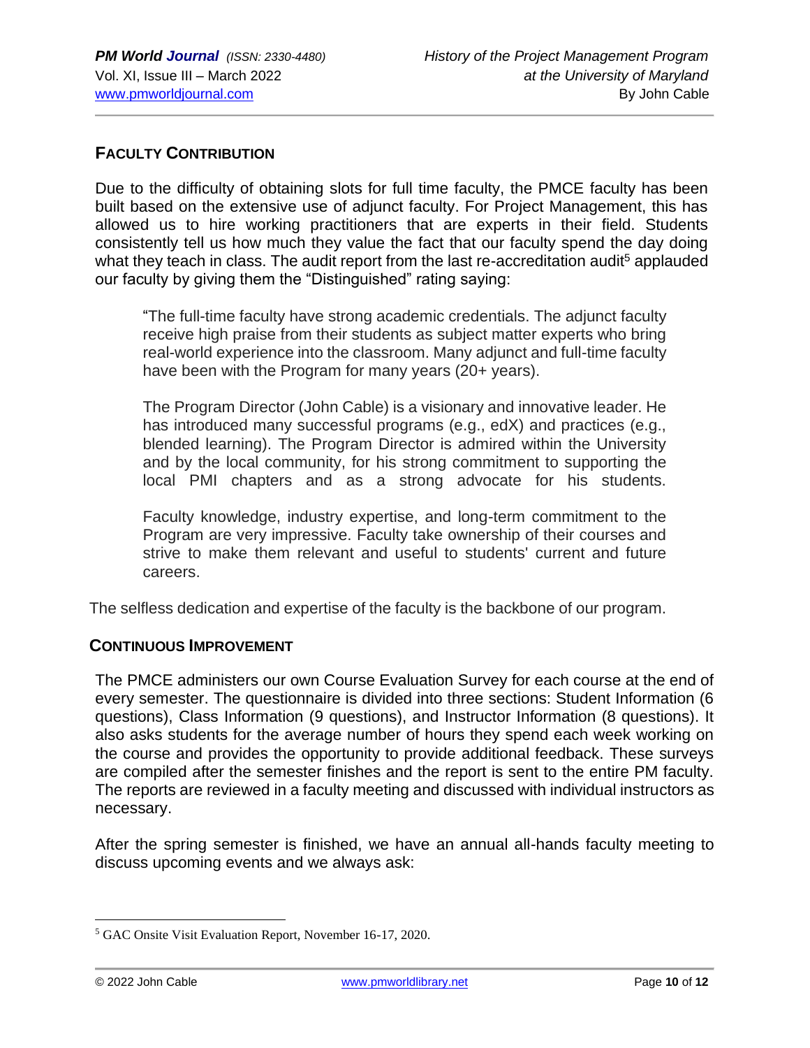## Faculty Contribution

Due to the difficulty of obtaining slots for full time faculty, the PMCE faculty has been built based on the extensive use of adjunct faculty. For Project Management, this has allowed us to hire working practitioners that are experts in their field. Students consistently tell us how much they value the fact that our faculty spend the day doing what they teach in class. The audit report from the last re-accreditation audit[5] applauded our faculty by giving them the "Distinguished" rating saying:

> "The full-time faculty have strong academic credentials. The adjunct faculty receive high praise from their students as subject matter experts who bring real-world experience into the classroom. Many adjunct and full-time faculty have been with the Program for many years (20+ years).
>
> The Program Director (John Cable) is a visionary and innovative leader. He has introduced many successful programs (e.g., edX) and practices (e.g., blended learning). The Program Director is admired within the University and by the local community, for his strong commitment to supporting the local PMI chapters and as a strong advocate for his students.
>
> Faculty knowledge, industry expertise, and long-term commitment to the Program are very impressive. Faculty take ownership of their courses and strive to make them relevant and useful to students' current and future careers.

The selfless dedication and expertise of the faculty is the backbone of our program.

## Continuous Improvement

The PMCE administers our own Course Evaluation Survey for each course at the end of every semester. The questionnaire is divided into three sections: Student Information (6 questions), Class Information (9 questions), and Instructor Information (8 questions). It also asks students for the average number of hours they spend each week working on the course and provides the opportunity to provide additional feedback. These surveys are compiled after the semester finishes and the report is sent to the entire PM faculty. The reports are reviewed in a faculty meeting and discussed with individual instructors as necessary.

After the spring semester is finished, we have an annual all-hands faculty meeting to discuss upcoming events and we always ask:

---

[5] GAC Onsite Visit Evaluation Report, November 16-17, 2020.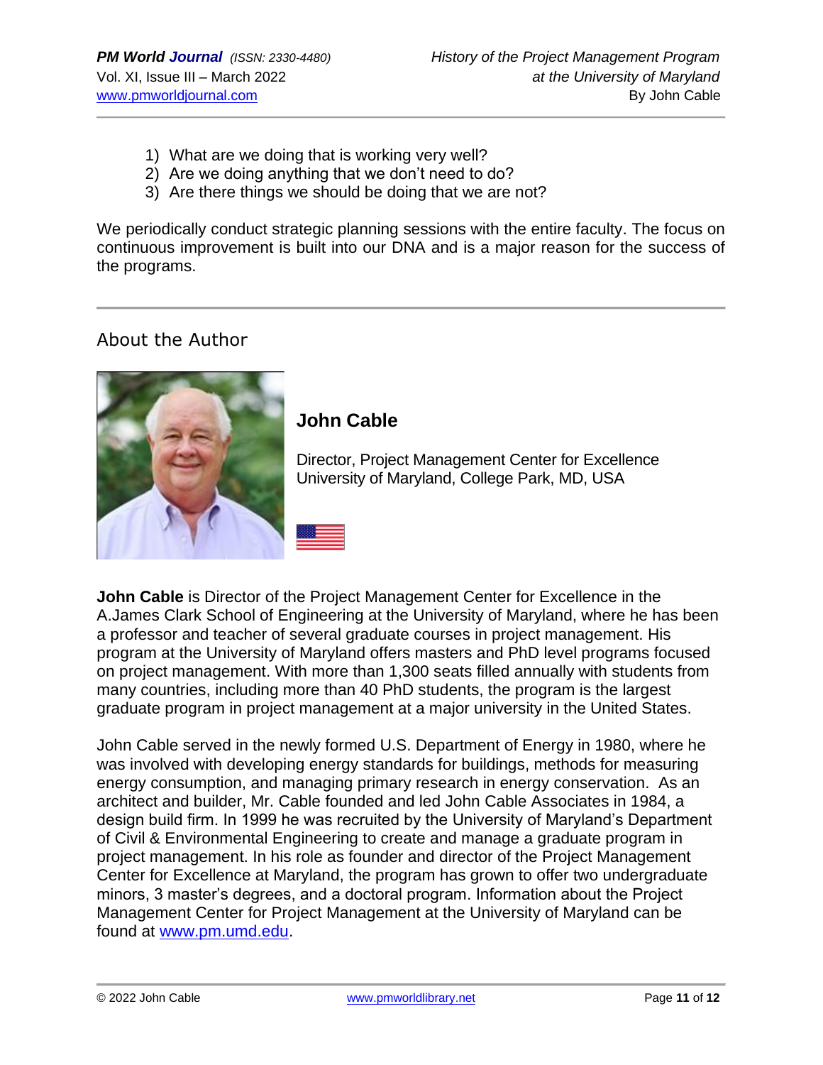1) What are we doing that is working very well?
2) Are we doing anything that we don't need to do?
3) Are there things we should be doing that we are not?

We periodically conduct strategic planning sessions with the entire faculty. The focus on continuous improvement is built into our DNA and is a major reason for the success of the programs.

---

## About the Author

### John Cable

Director, Project Management Center for Excellence
University of Maryland, College Park, MD, USA

**John Cable** is Director of the Project Management Center for Excellence in the A.James Clark School of Engineering at the University of Maryland, where he has been a professor and teacher of several graduate courses in project management. His program at the University of Maryland offers masters and PhD level programs focused on project management. With more than 1,300 seats filled annually with students from many countries, including more than 40 PhD students, the program is the largest graduate program in project management at a major university in the United States.

John Cable served in the newly formed U.S. Department of Energy in 1980, where he was involved with developing energy standards for buildings, methods for measuring energy consumption, and managing primary research in energy conservation. As an architect and builder, Mr. Cable founded and led John Cable Associates in 1984, a design build firm. In 1999 he was recruited by the University of Maryland's Department of Civil & Environmental Engineering to create and manage a graduate program in project management. In his role as founder and director of the Project Management Center for Excellence at Maryland, the program has grown to offer two undergraduate minors, 3 master's degrees, and a doctoral program. Information about the Project Management Center for Project Management at the University of Maryland can be found at [www.pm.umd.edu](http://www.pm.umd.edu).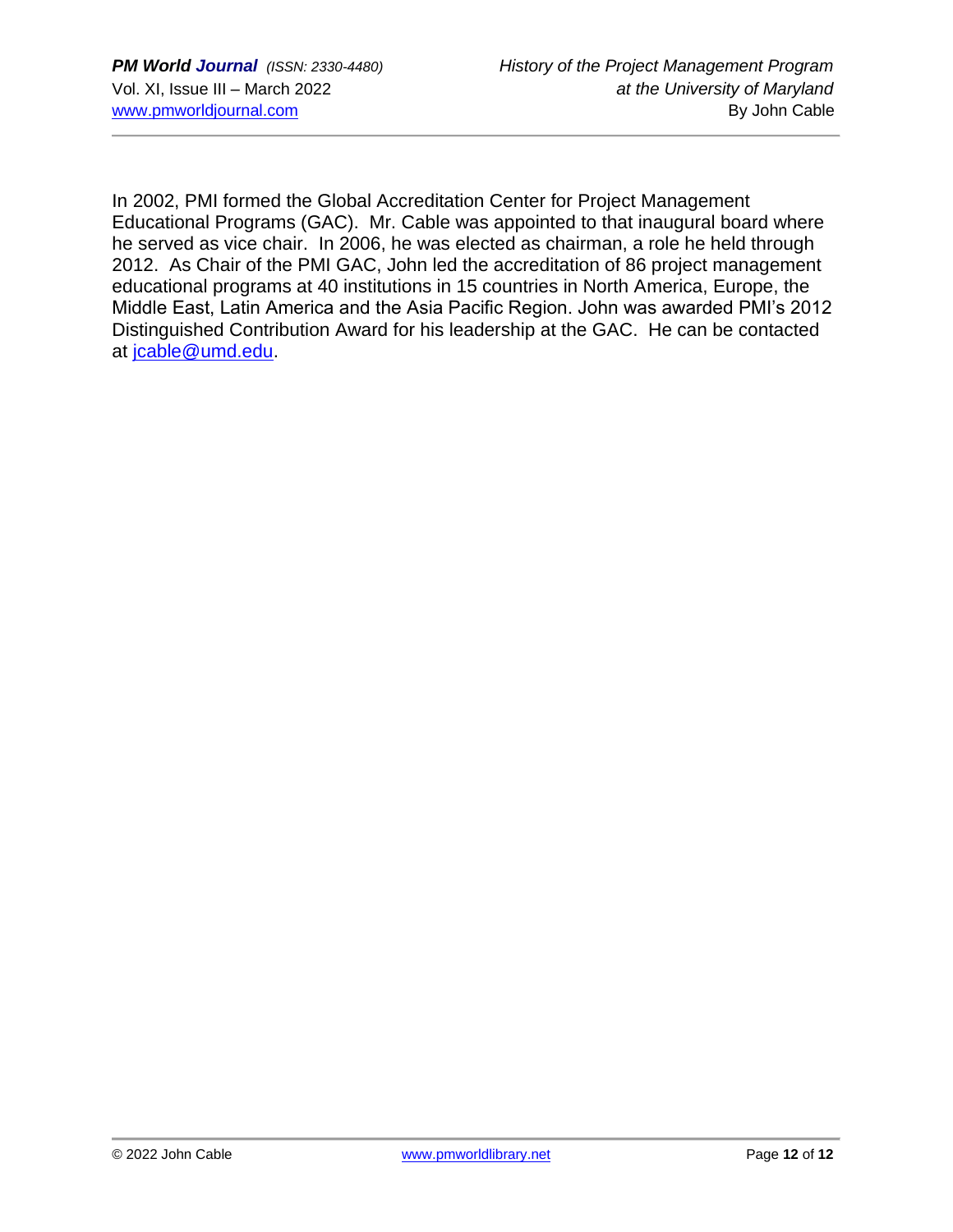In 2002, PMI formed the Global Accreditation Center for Project Management Educational Programs (GAC). Mr. Cable was appointed to that inaugural board where he served as vice chair. In 2006, he was elected as chairman, a role he held through 2012. As Chair of the PMI GAC, John led the accreditation of 86 project management educational programs at 40 institutions in 15 countries in North America, Europe, the Middle East, Latin America and the Asia Pacific Region. John was awarded PMI's 2012 Distinguished Contribution Award for his leadership at the GAC. He can be contacted at jcable@umd.edu.